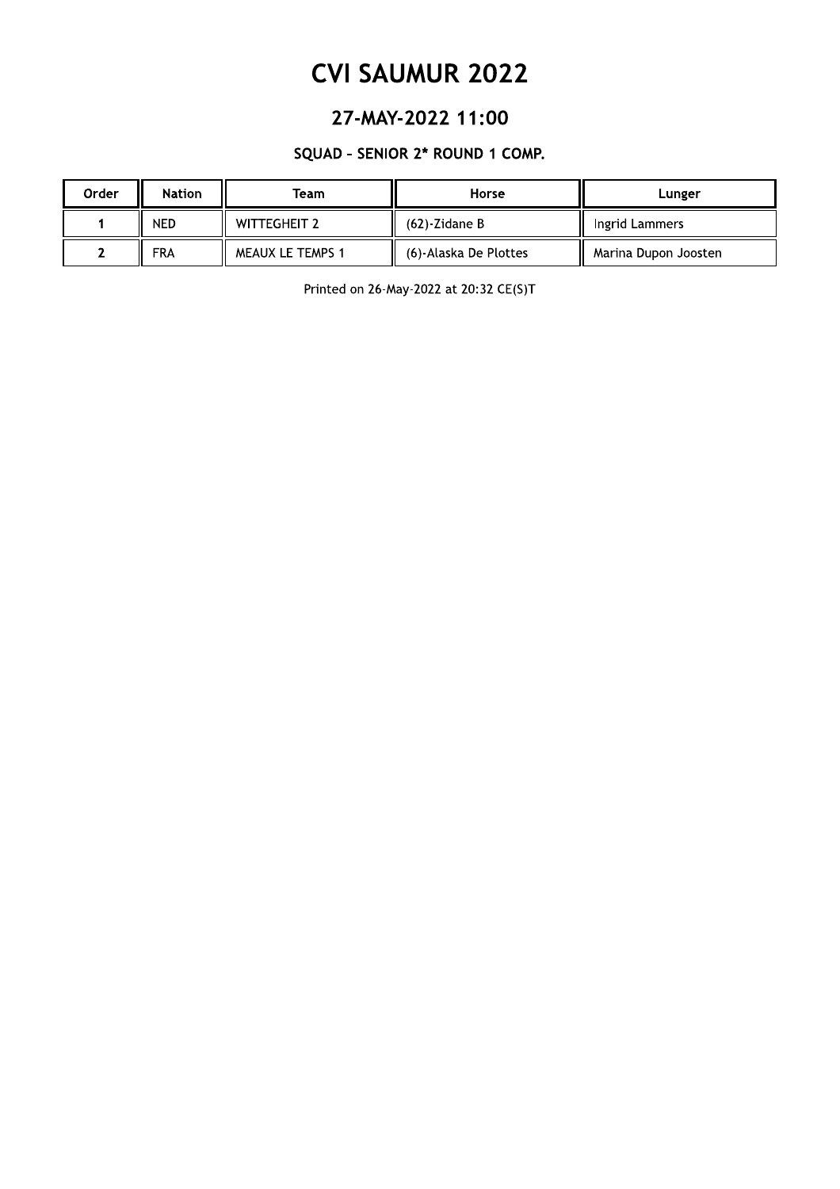# CVI SAUMUR 2022

## 27-MAY-2022 11:00

### SQUAD – SENIOR 2* ROUND 1 COMP.

| Order | Nation | Team | Horse | Lunger |
|---|---|---|---|---|
| 1 | NED | WITTEGHEIT 2 | (62)-Zidane B | Ingrid Lammers |
| 2 | FRA | MEAUX LE TEMPS 1 | (6)-Alaska De Plottes | Marina Dupon Joosten |

Printed on 26-May-2022 at 20:32 CE(S)T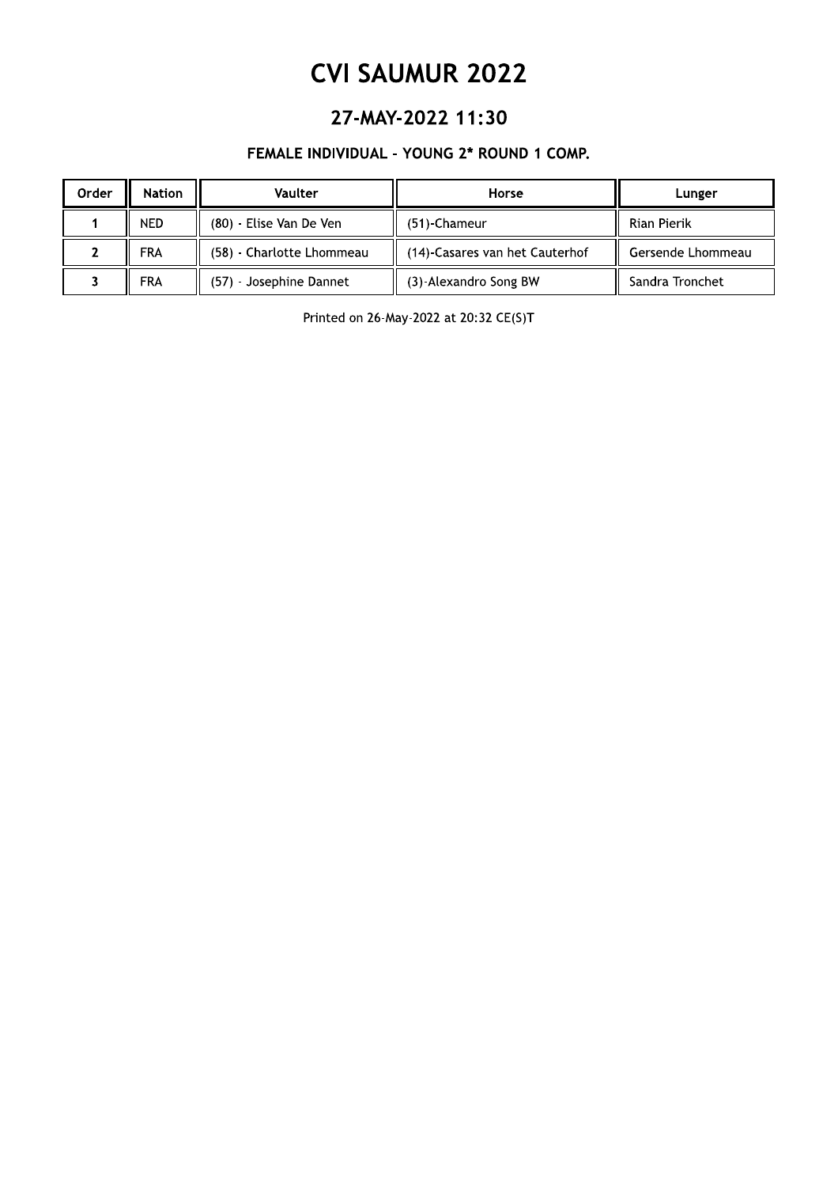# CVI SAUMUR 2022

## 27-MAY-2022 11:30

### FEMALE INDIVIDUAL - YOUNG 2* ROUND 1 COMP.

| Order | Nation | Vaulter | Horse | Lunger |
|---|---|---|---|---|
| 1 | NED | (80) - Elise Van De Ven | (51)-Chameur | Rian Pierik |
| 2 | FRA | (58) - Charlotte Lhommeau | (14)-Casares van het Cauterhof | Gersende Lhommeau |
| 3 | FRA | (57) - Josephine Dannet | (3)-Alexandro Song BW | Sandra Tronchet |

Printed on 26-May-2022 at 20:32 CE(S)T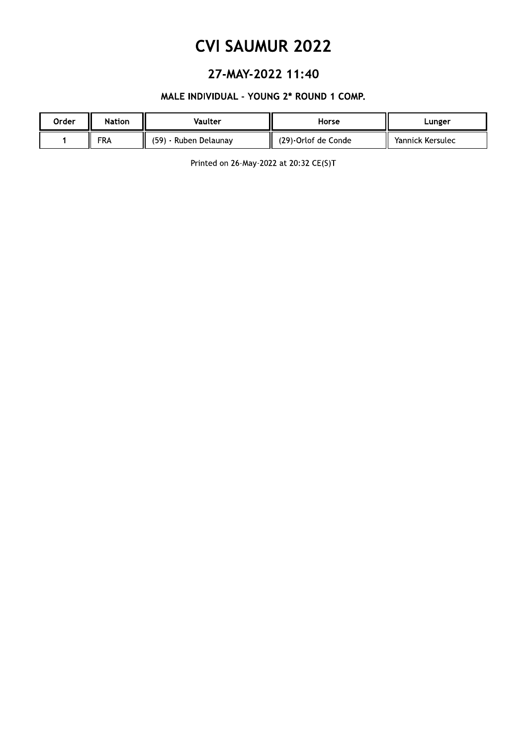# CVI SAUMUR 2022

## 27-MAY-2022 11:40

### MALE INDIVIDUAL - YOUNG 2* ROUND 1 COMP.

| Order | Nation | Vaulter | Horse | Lunger |
|---|---|---|---|---|
| 1 | FRA | (59) - Ruben Delaunay | (29)-Orlof de Conde | Yannick Kersulec |

Printed on 26-May-2022 at 20:32 CE(S)T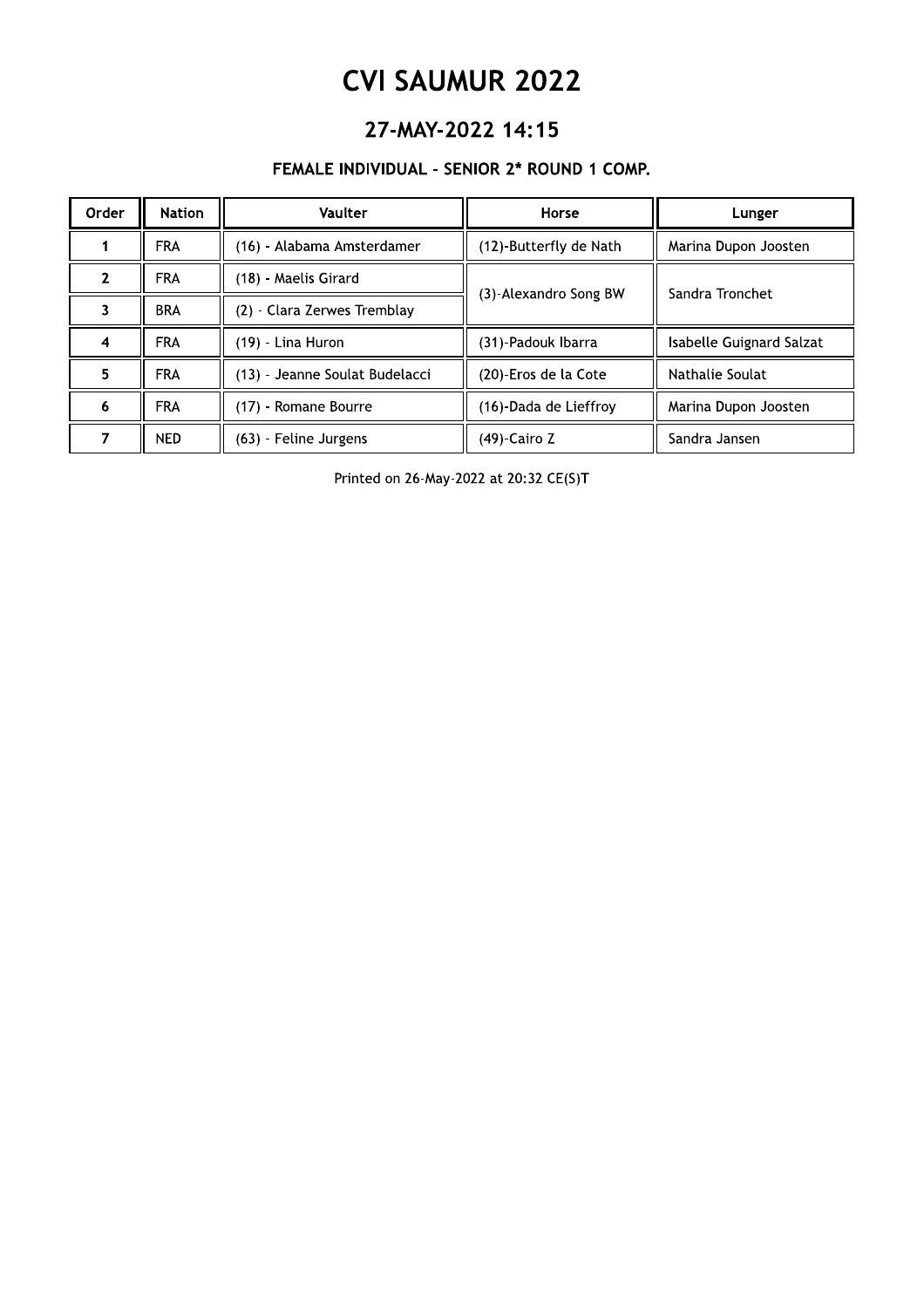# CVI SAUMUR 2022

## 27-MAY-2022 14:15

### FEMALE INDIVIDUAL - SENIOR 2* ROUND 1 COMP.

| Order | Nation | Vaulter | Horse | Lunger |
|---|---|---|---|---|
| 1 | FRA | (16) - Alabama Amsterdamer | (12)-Butterfly de Nath | Marina Dupon Joosten |
| 2 | FRA | (18) - Maelis Girard | (3)-Alexandro Song BW | Sandra Tronchet |
| 3 | BRA | (2) - Clara Zerwes Tremblay | | |
| 4 | FRA | (19) - Lina Huron | (31)-Padouk Ibarra | Isabelle Guignard Salzat |
| 5 | FRA | (13) - Jeanne Soulat Budelacci | (20)-Eros de la Cote | Nathalie Soulat |
| 6 | FRA | (17) - Romane Bourre | (16)-Dada de Lieffroy | Marina Dupon Joosten |
| 7 | NED | (63) - Feline Jurgens | (49)-Cairo Z | Sandra Jansen |

Printed on 26-May-2022 at 20:32 CE(S)T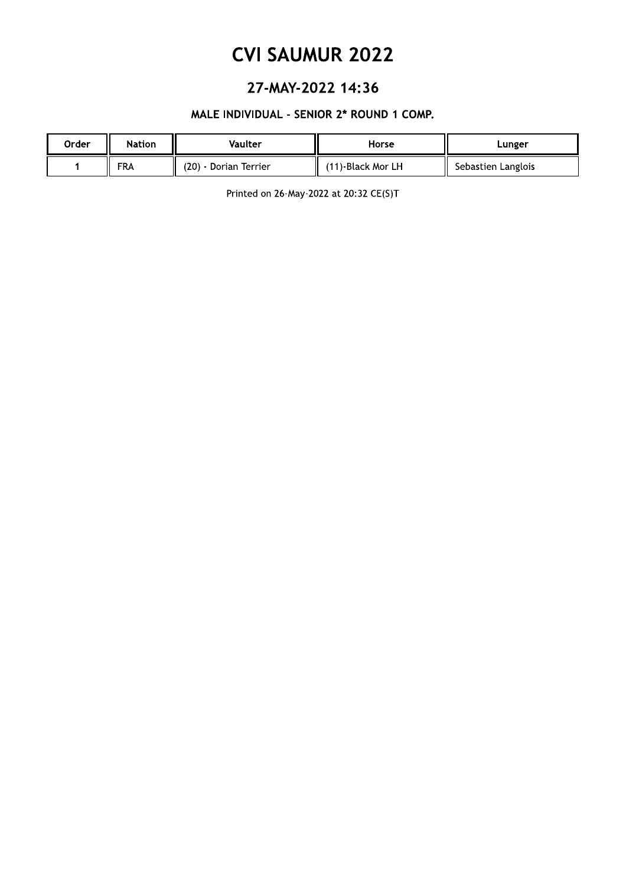# CVI SAUMUR 2022

## 27-MAY-2022 14:36

### MALE INDIVIDUAL - SENIOR 2* ROUND 1 COMP.

| Order | Nation | Vaulter | Horse | Lunger |
|---|---|---|---|---|
| 1 | FRA | (20) - Dorian Terrier | (11)-Black Mor LH | Sebastien Langlois |

Printed on 26-May-2022 at 20:32 CE(S)T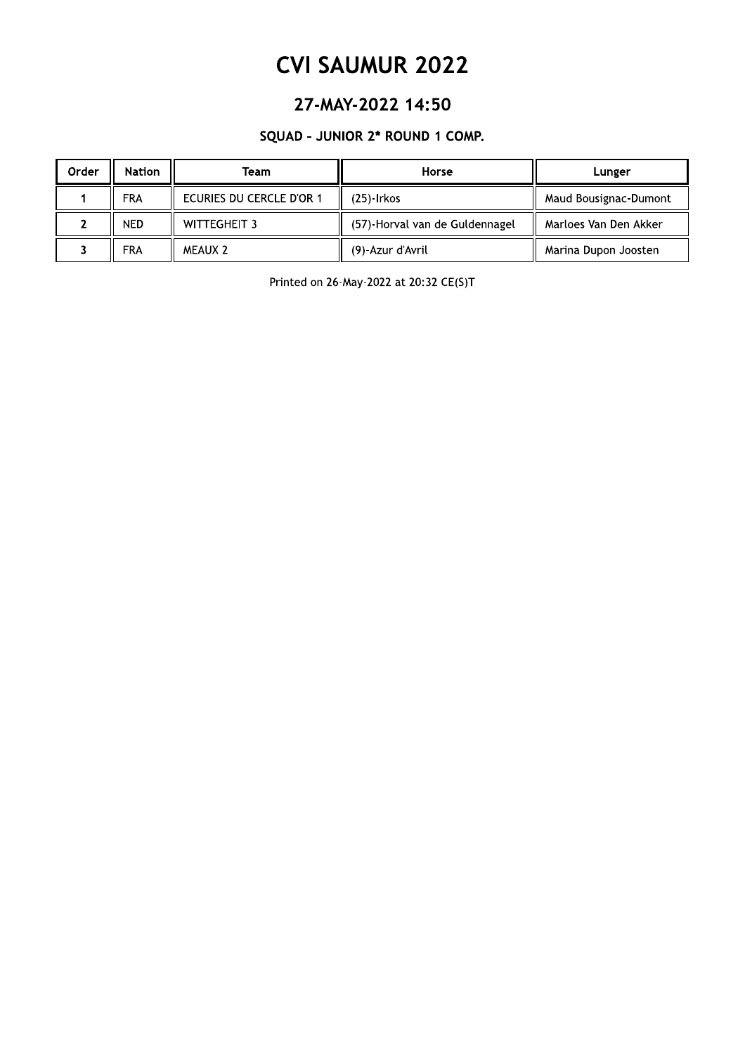# CVI SAUMUR 2022

## 27-MAY-2022 14:50

### SQUAD – JUNIOR 2* ROUND 1 COMP.

| Order | Nation | Team | Horse | Lunger |
| --- | --- | --- | --- | --- |
| 1 | FRA | ECURIES DU CERCLE D'OR 1 | (25)-Irkos | Maud Bousignac-Dumont |
| 2 | NED | WITTEGHEIT 3 | (57)-Horval van de Guldennagel | Marloes Van Den Akker |
| 3 | FRA | MEAUX 2 | (9)-Azur d'Avril | Marina Dupon Joosten |

Printed on 26-May-2022 at 20:32 CE(S)T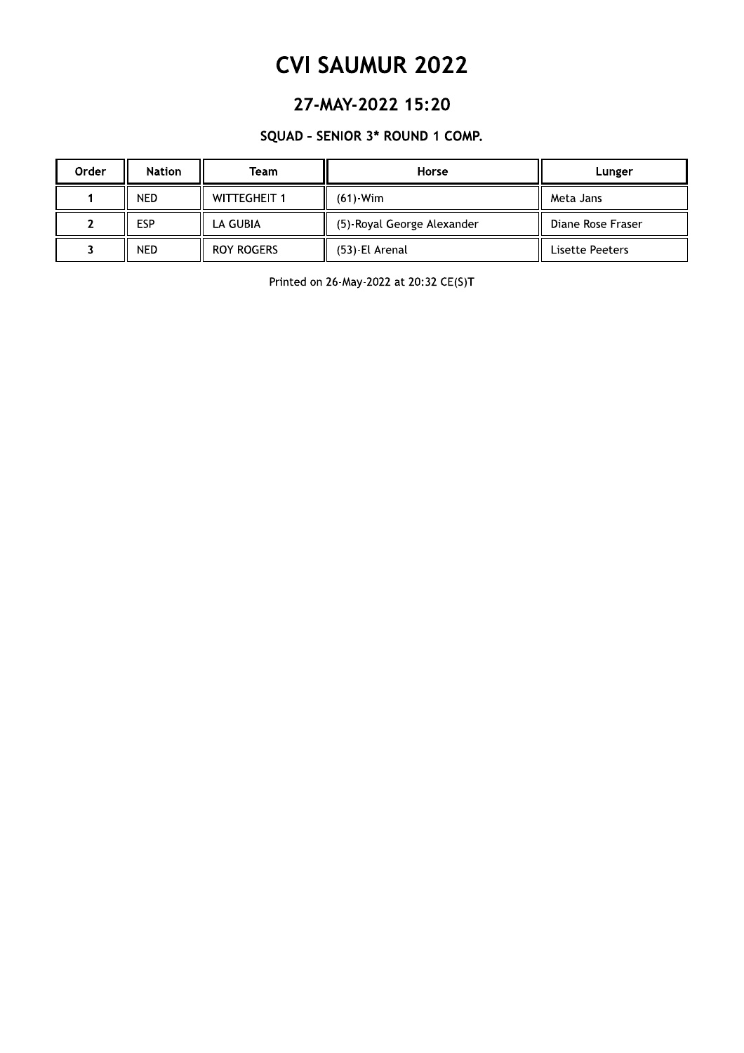# CVI SAUMUR 2022

## 27-MAY-2022 15:20

### SQUAD – SENIOR 3* ROUND 1 COMP.

| Order | Nation | Team | Horse | Lunger |
|---|---|---|---|---|
| 1 | NED | WITTEGHEIT 1 | (61)-Wim | Meta Jans |
| 2 | ESP | LA GUBIA | (5)-Royal George Alexander | Diane Rose Fraser |
| 3 | NED | ROY ROGERS | (53)-El Arenal | Lisette Peeters |

Printed on 26-May-2022 at 20:32 CE(S)T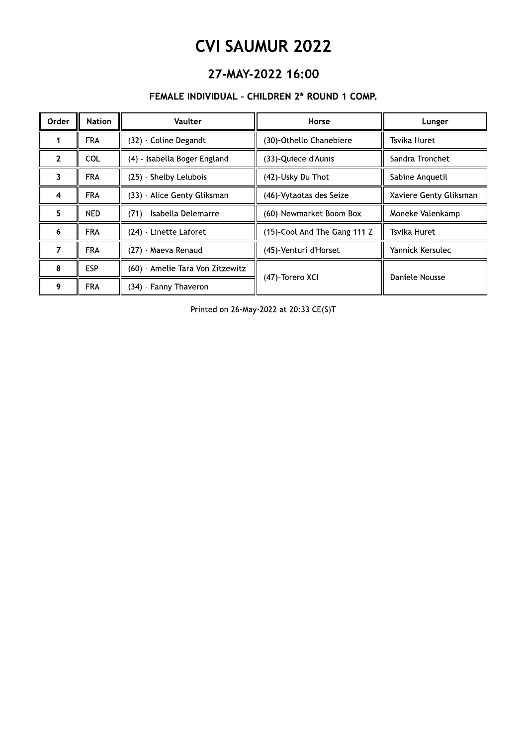# CVI SAUMUR 2022

## 27-MAY-2022 16:00

### FEMALE INDIVIDUAL - CHILDREN 2* ROUND 1 COMP.

| Order | Nation | Vaulter | Horse | Lunger |
|---|---|---|---|---|
| 1 | FRA | (32) - Coline Degandt | (30)-Othello Chanebiere | Tsvika Huret |
| 2 | COL | (4) - Isabella Boger England | (33)-Quiece d'Aunis | Sandra Tronchet |
| 3 | FRA | (25) - Shelby Lelubois | (42)-Usky Du Thot | Sabine Anquetil |
| 4 | FRA | (33) - Alice Genty Gliksman | (46)-Vytaotas des Seize | Xaviere Genty Gliksman |
| 5 | NED | (71) - Isabella Delemarre | (60)-Newmarket Boom Box | Moneke Valenkamp |
| 6 | FRA | (24) - Linette Laforet | (15)-Cool And The Gang 111 Z | Tsvika Huret |
| 7 | FRA | (27) - Maeva Renaud | (45)-Venturi d'Horset | Yannick Kersulec |
| 8 | ESP | (60) - Amelie Tara Von Zitzewitz | (47)-Torero XCI | Daniele Nousse |
| 9 | FRA | (34) - Fanny Thaveron | | |

Printed on 26-May-2022 at 20:33 CE(S)T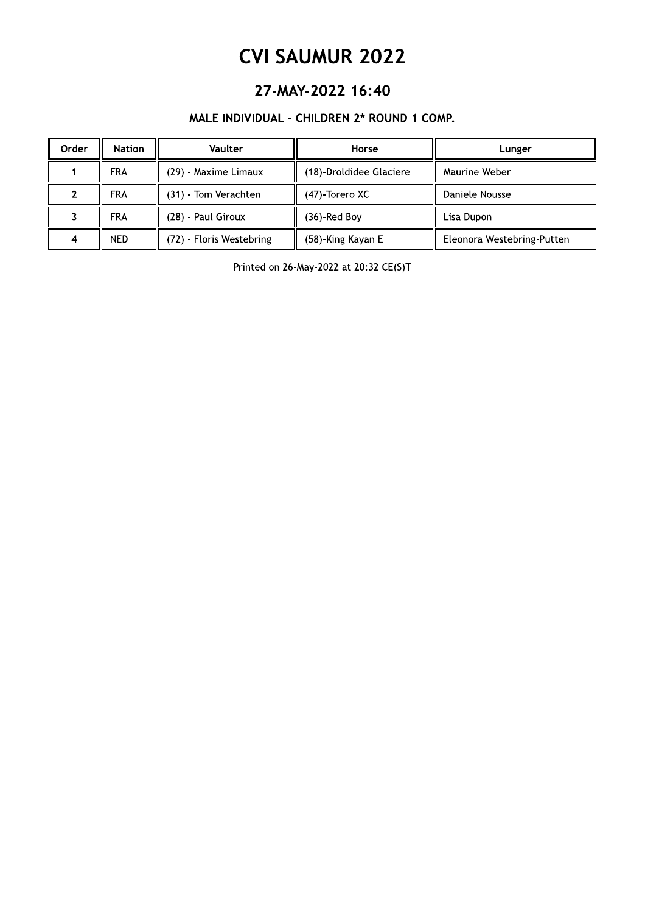# CVI SAUMUR 2022

## 27-MAY-2022 16:40

### MALE INDIVIDUAL - CHILDREN 2* ROUND 1 COMP.

| Order | Nation | Vaulter | Horse | Lunger |
|---|---|---|---|---|
| 1 | FRA | (29) - Maxime Limaux | (18)-Droldidee Glaciere | Maurine Weber |
| 2 | FRA | (31) - Tom Verachten | (47)-Torero XCI | Daniele Nousse |
| 3 | FRA | (28) - Paul Giroux | (36)-Red Boy | Lisa Dupon |
| 4 | NED | (72) - Floris Westebring | (58)-King Kayan E | Eleonora Westebring-Putten |

Printed on 26-May-2022 at 20:32 CE(S)T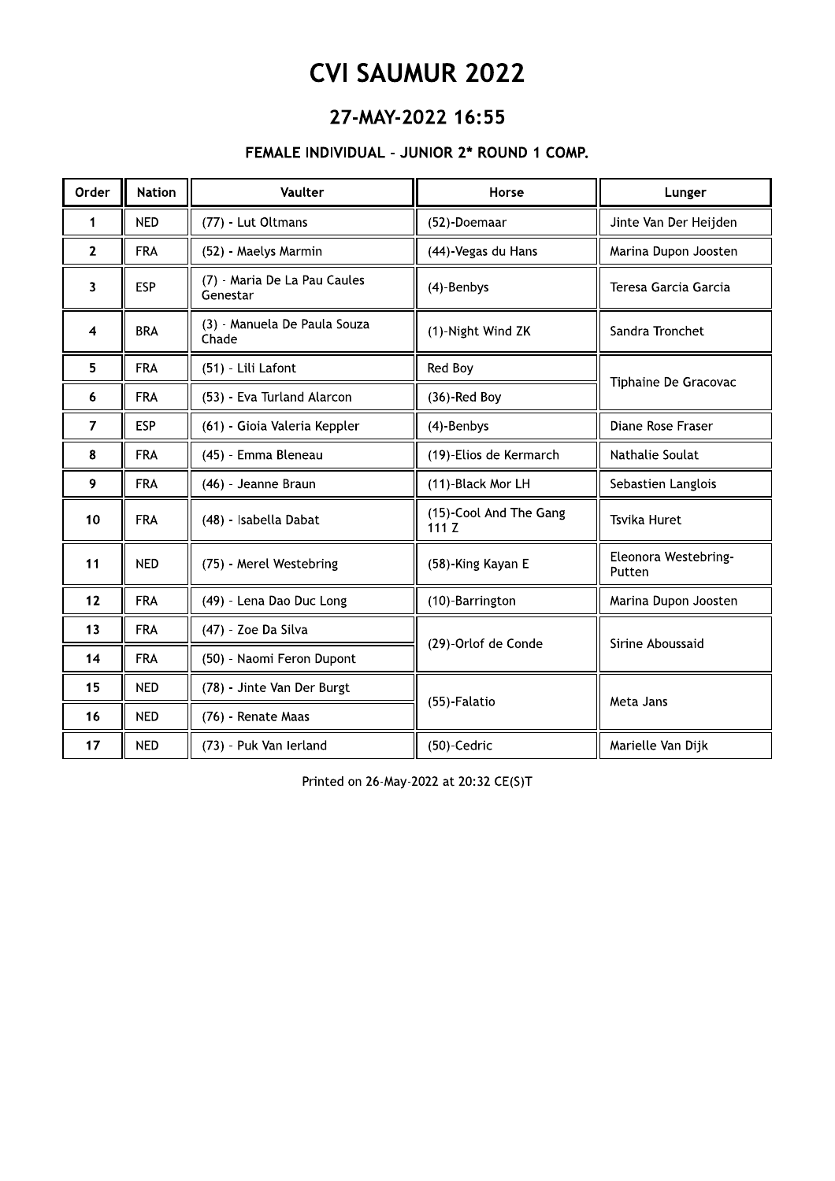# CVI SAUMUR 2022

## 27-MAY-2022 16:55

### FEMALE INDIVIDUAL - JUNIOR 2* ROUND 1 COMP.

| Order | Nation | Vaulter | Horse | Lunger |
|---|---|---|---|---|
| 1 | NED | (77) - Lut Oltmans | (52)-Doemaar | Jinte Van Der Heijden |
| 2 | FRA | (52) - Maelys Marmin | (44)-Vegas du Hans | Marina Dupon Joosten |
| 3 | ESP | (7) - Maria De La Pau Caules Genestar | (4)-Benbys | Teresa Garcia Garcia |
| 4 | BRA | (3) - Manuela De Paula Souza Chade | (1)-Night Wind ZK | Sandra Tronchet |
| 5 | FRA | (51) - Lili Lafont | Red Boy | Tiphaine De Gracovac |
| 6 | FRA | (53) - Eva Turland Alarcon | (36)-Red Boy | |
| 7 | ESP | (61) - Gioia Valeria Keppler | (4)-Benbys | Diane Rose Fraser |
| 8 | FRA | (45) - Emma Bleneau | (19)-Elios de Kermarch | Nathalie Soulat |
| 9 | FRA | (46) - Jeanne Braun | (11)-Black Mor LH | Sebastien Langlois |
| 10 | FRA | (48) - Isabella Dabat | (15)-Cool And The Gang 111 Z | Tsvika Huret |
| 11 | NED | (75) - Merel Westebring | (58)-King Kayan E | Eleonora Westebring-Putten |
| 12 | FRA | (49) - Lena Dao Duc Long | (10)-Barrington | Marina Dupon Joosten |
| 13 | FRA | (47) - Zoe Da Silva | (29)-Orlof de Conde | Sirine Aboussaid |
| 14 | FRA | (50) - Naomi Feron Dupont | | |
| 15 | NED | (78) - Jinte Van Der Burgt | (55)-Falatio | Meta Jans |
| 16 | NED | (76) - Renate Maas | | |
| 17 | NED | (73) - Puk Van Ierland | (50)-Cedric | Marielle Van Dijk |

Printed on 26-May-2022 at 20:32 CE(S)T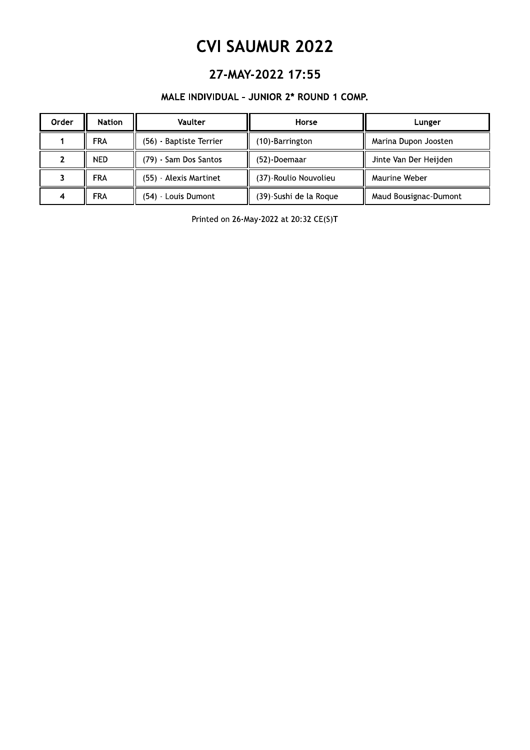# CVI SAUMUR 2022

## 27-MAY-2022 17:55

### MALE INDIVIDUAL - JUNIOR 2* ROUND 1 COMP.

| Order | Nation | Vaulter | Horse | Lunger |
|---|---|---|---|---|
| 1 | FRA | (56) - Baptiste Terrier | (10)-Barrington | Marina Dupon Joosten |
| 2 | NED | (79) - Sam Dos Santos | (52)-Doemaar | Jinte Van Der Heijden |
| 3 | FRA | (55) - Alexis Martinet | (37)-Roulio Nouvolieu | Maurine Weber |
| 4 | FRA | (54) - Louis Dumont | (39)-Sushi de la Roque | Maud Bousignac-Dumont |

Printed on 26-May-2022 at 20:32 CE(S)T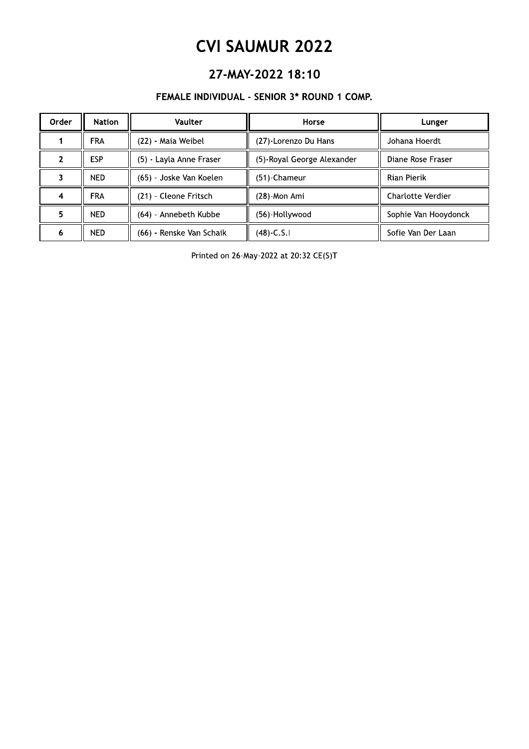# CVI SAUMUR 2022

## 27-MAY-2022 18:10

### FEMALE INDIVIDUAL - SENIOR 3* ROUND 1 COMP.

| Order | Nation | Vaulter | Horse | Lunger |
|---|---|---|---|---|
| 1 | FRA | (22) - Maia Weibel | (27)-Lorenzo Du Hans | Johana Hoerdt |
| 2 | ESP | (5) - Layla Anne Fraser | (5)-Royal George Alexander | Diane Rose Fraser |
| 3 | NED | (65) - Joske Van Koelen | (51)-Chameur | Rian Pierik |
| 4 | FRA | (21) - Cleone Fritsch | (28)-Mon Ami | Charlotte Verdier |
| 5 | NED | (64) - Annebeth Kubbe | (56)-Hollywood | Sophie Van Hooydonck |
| 6 | NED | (66) - Renske Van Schaik | (48)-C.S.I | Sofie Van Der Laan |

Printed on 26-May-2022 at 20:32 CE(S)T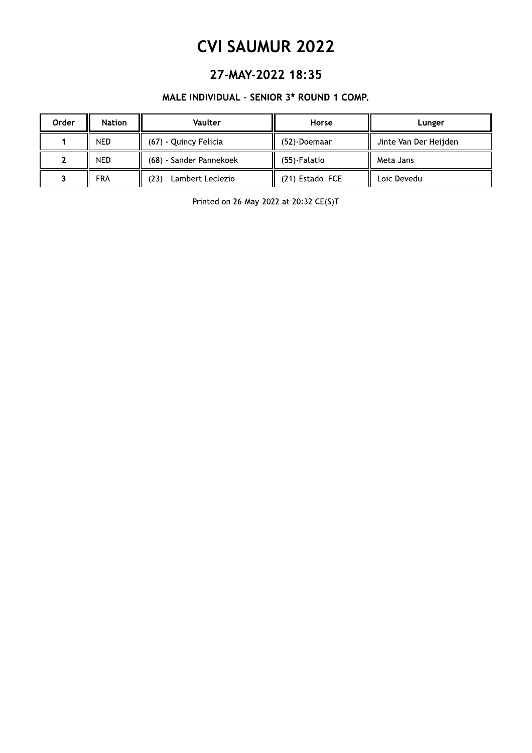# CVI SAUMUR 2022

## 27-MAY-2022 18:35

### MALE INDIVIDUAL - SENIOR 3* ROUND 1 COMP.

| Order | Nation | Vaulter | Horse | Lunger |
|---|---|---|---|---|
| 1 | NED | (67) - Quincy Felicia | (52)-Doemaar | Jinte Van Der Heijden |
| 2 | NED | (68) - Sander Pannekoek | (55)-Falatio | Meta Jans |
| 3 | FRA | (23) - Lambert Leclezio | (21)-Estado IFCE | Loic Devedu |

Printed on 26-May-2022 at 20:32 CE(S)T